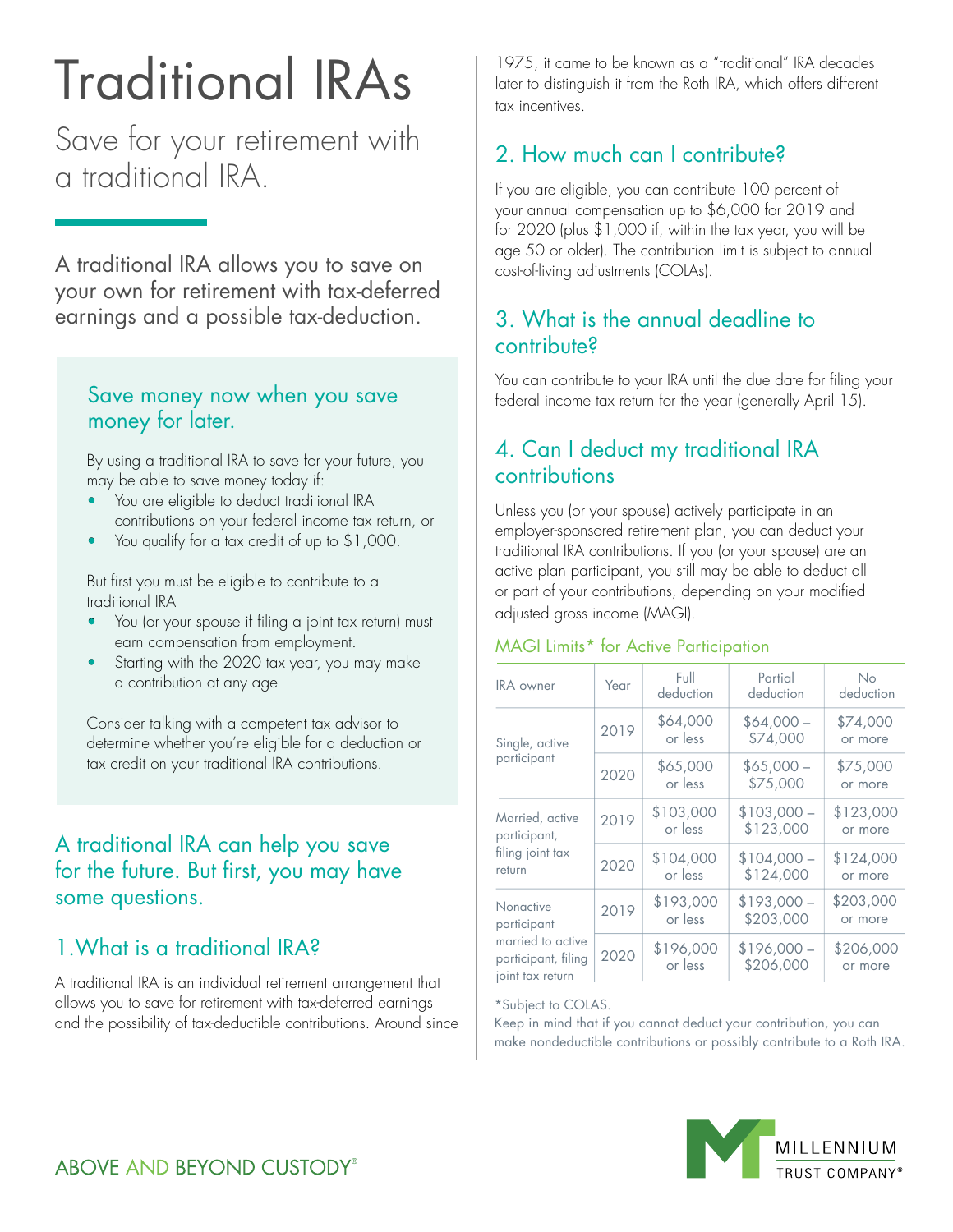# Traditional IRAs

## Save for your retirement with a traditional IRA.

A traditional IRA allows you to save on your own for retirement with tax-deferred earnings and a possible tax-deduction.

### Save money now when you save money for later.

By using a traditional IRA to save for your future, you may be able to save money today if:

- You are eligible to deduct traditional IRA contributions on your federal income tax return, or
- You qualify for a tax credit of up to $1,000.

But first you must be eligible to contribute to a traditional IRA

- You (or your spouse if filing a joint tax return) must earn compensation from employment.
- Starting with the 2020 tax year, you may make a contribution at any age

Consider talking with a competent tax advisor to determine whether you're eligible for a deduction or tax credit on your traditional IRA contributions.

## A traditional IRA can help you save for the future. But first, you may have some questions.

### 1. What is a traditional IRA?

A traditional IRA is an individual retirement arrangement that allows you to save for retirement with tax-deferred earnings and the possibility of tax-deductible contributions. Around since 1975, it came to be known as a "traditional" IRA decades later to distinguish it from the Roth IRA, which offers different tax incentives.

### 2. How much can I contribute?

If you are eligible, you can contribute 100 percent of your annual compensation up to $6,000 for 2019 and for 2020 (plus $1,000 if, within the tax year, you will be age 50 or older). The contribution limit is subject to annual cost-of-living adjustments (COLAs).

### 3. What is the annual deadline to contribute?

You can contribute to your IRA until the due date for filing your federal income tax return for the year (generally April 15).

### 4. Can I deduct my traditional IRA contributions

Unless you (or your spouse) actively participate in an employer-sponsored retirement plan, you can deduct your traditional IRA contributions. If you (or your spouse) are an active plan participant, you still may be able to deduct all or part of your contributions, depending on your modified adjusted gross income (MAGI).

#### MAGI Limits* for Active Participation

| IRA owner | Year | Full deduction | Partial deduction | No deduction |
|---|---|---|---|---|
| Single, active participant | 2019 | $64,000 or less | $64,000 – $74,000 | $74,000 or more |
| | 2020 | $65,000 or less | $65,000 – $75,000 | $75,000 or more |
| Married, active participant, filing joint tax return | 2019 | $103,000 or less | $103,000 – $123,000 | $123,000 or more |
| | 2020 | $104,000 or less | $104,000 – $124,000 | $124,000 or more |
| Nonactive participant married to active participant, filing joint tax return | 2019 | $193,000 or less | $193,000 – $203,000 | $203,000 or more |
| | 2020 | $196,000 or less | $196,000 – $206,000 | $206,000 or more |

*Subject to COLAS.

Keep in mind that if you cannot deduct your contribution, you can make nondeductible contributions or possibly contribute to a Roth IRA.

ABOVE AND BEYOND CUSTODY®

MILLENNIUM TRUST COMPANY®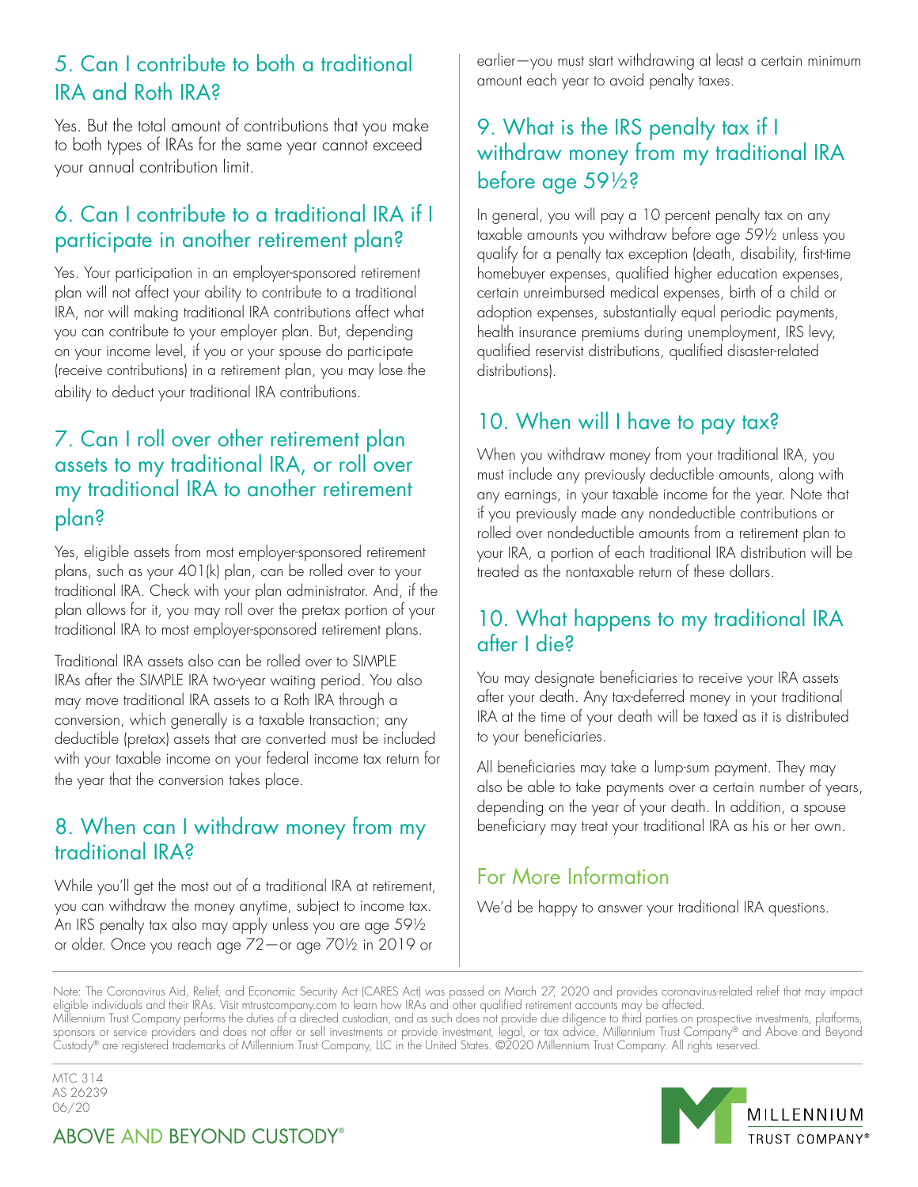## 5. Can I contribute to both a traditional IRA and Roth IRA?

Yes. But the total amount of contributions that you make to both types of IRAs for the same year cannot exceed your annual contribution limit.

## 6. Can I contribute to a traditional IRA if I participate in another retirement plan?

Yes. Your participation in an employer-sponsored retirement plan will not affect your ability to contribute to a traditional IRA, nor will making traditional IRA contributions affect what you can contribute to your employer plan. But, depending on your income level, if you or your spouse do participate (receive contributions) in a retirement plan, you may lose the ability to deduct your traditional IRA contributions.

## 7. Can I roll over other retirement plan assets to my traditional IRA, or roll over my traditional IRA to another retirement plan?

Yes, eligible assets from most employer-sponsored retirement plans, such as your 401(k) plan, can be rolled over to your traditional IRA. Check with your plan administrator. And, if the plan allows for it, you may roll over the pretax portion of your traditional IRA to most employer-sponsored retirement plans.

Traditional IRA assets also can be rolled over to SIMPLE IRAs after the SIMPLE IRA two-year waiting period. You also may move traditional IRA assets to a Roth IRA through a conversion, which generally is a taxable transaction; any deductible (pretax) assets that are converted must be included with your taxable income on your federal income tax return for the year that the conversion takes place.

## 8. When can I withdraw money from my traditional IRA?

While you'll get the most out of a traditional IRA at retirement, you can withdraw the money anytime, subject to income tax. An IRS penalty tax also may apply unless you are age 59½ or older. Once you reach age 72—or age 70½ in 2019 or earlier—you must start withdrawing at least a certain minimum amount each year to avoid penalty taxes.

## 9. What is the IRS penalty tax if I withdraw money from my traditional IRA before age 59½?

In general, you will pay a 10 percent penalty tax on any taxable amounts you withdraw before age 59½ unless you qualify for a penalty tax exception (death, disability, first-time homebuyer expenses, qualified higher education expenses, certain unreimbursed medical expenses, birth of a child or adoption expenses, substantially equal periodic payments, health insurance premiums during unemployment, IRS levy, qualified reservist distributions, qualified disaster-related distributions).

## 10. When will I have to pay tax?

When you withdraw money from your traditional IRA, you must include any previously deductible amounts, along with any earnings, in your taxable income for the year. Note that if you previously made any nondeductible contributions or rolled over nondeductible amounts from a retirement plan to your IRA, a portion of each traditional IRA distribution will be treated as the nontaxable return of these dollars.

## 10. What happens to my traditional IRA after I die?

You may designate beneficiaries to receive your IRA assets after your death. Any tax-deferred money in your traditional IRA at the time of your death will be taxed as it is distributed to your beneficiaries.

All beneficiaries may take a lump-sum payment. They may also be able to take payments over a certain number of years, depending on the year of your death. In addition, a spouse beneficiary may treat your traditional IRA as his or her own.

## For More Information

We'd be happy to answer your traditional IRA questions.

Note: The Coronavirus Aid, Relief, and Economic Security Act (CARES Act) was passed on March 27, 2020 and provides coronavirus-related relief that may impact eligible individuals and their IRAs. Visit mtrustcompany.com to learn how IRAs and other qualified retirement accounts may be affected.
Millennium Trust Company performs the duties of a directed custodian, and as such does not provide due diligence to third parties on prospective investments, platforms, sponsors or service providers and does not offer or sell investments or provide investment, legal, or tax advice. Millennium Trust Company® and Above and Beyond Custody® are registered trademarks of Millennium Trust Company, LLC in the United States. ©2020 Millennium Trust Company. All rights reserved.

MTC 314
AS 26239
06/20

ABOVE AND BEYOND CUSTODY®

MILLENNIUM TRUST COMPANY®